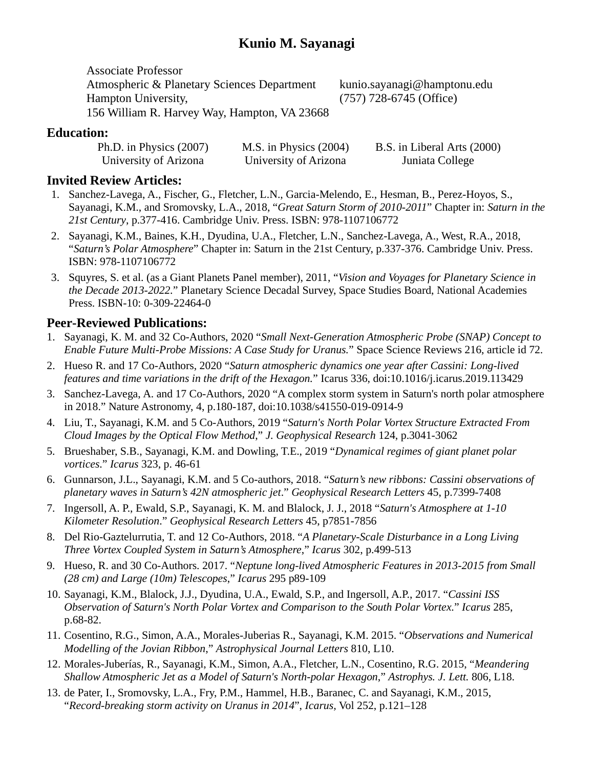# Kunio M. Sayanagi

Associate Professor
Atmospheric & Planetary Sciences Department
Hampton University,
156 William R. Harvey Way, Hampton, VA 23668

kunio.sayanagi@hamptonu.edu
(757) 728-6745 (Office)

## Education:

| Ph.D. in Physics (2007) | M.S. in Physics (2004) | B.S. in Liberal Arts (2000) |
|---|---|---|
| University of Arizona | University of Arizona | Juniata College |

## Invited Review Articles:

1. Sanchez-Lavega, A., Fischer, G., Fletcher, L.N., Garcia-Melendo, E., Hesman, B., Perez-Hoyos, S., Sayanagi, K.M., and Sromovsky, L.A., 2018, "*Great Saturn Storm of 2010-2011*" Chapter in: *Saturn in the 21st Century*, p.377-416. Cambridge Univ. Press. ISBN: 978-1107106772
2. Sayanagi, K.M., Baines, K.H., Dyudina, U.A., Fletcher, L.N., Sanchez-Lavega, A., West, R.A., 2018, "*Saturn's Polar Atmosphere*" Chapter in: Saturn in the 21st Century, p.337-376. Cambridge Univ. Press. ISBN: 978-1107106772
3. Squyres, S. et al. (as a Giant Planets Panel member), 2011, "*Vision and Voyages for Planetary Science in the Decade 2013-2022.*" Planetary Science Decadal Survey, Space Studies Board, National Academies Press. ISBN-10: 0-309-22464-0

## Peer-Reviewed Publications:

1. Sayanagi, K. M. and 32 Co-Authors, 2020 "*Small Next-Generation Atmospheric Probe (SNAP) Concept to Enable Future Multi-Probe Missions: A Case Study for Uranus.*" Space Science Reviews 216, article id 72.
2. Hueso R. and 17 Co-Authors, 2020 "*Saturn atmospheric dynamics one year after Cassini: Long-lived features and time variations in the drift of the Hexagon.*" Icarus 336, doi:10.1016/j.icarus.2019.113429
3. Sanchez-Lavega, A. and 17 Co-Authors, 2020 "A complex storm system in Saturn's north polar atmosphere in 2018." Nature Astronomy, 4, p.180-187, doi:10.1038/s41550-019-0914-9
4. Liu, T., Sayanagi, K.M. and 5 Co-Authors, 2019 "*Saturn's North Polar Vortex Structure Extracted From Cloud Images by the Optical Flow Method*," *J. Geophysical Research* 124, p.3041-3062
5. Brueshaber, S.B., Sayanagi, K.M. and Dowling, T.E., 2019 "*Dynamical regimes of giant planet polar vortices*." *Icarus* 323, p. 46-61
6. Gunnarson, J.L., Sayanagi, K.M. and 5 Co-authors, 2018. "*Saturn's new ribbons: Cassini observations of planetary waves in Saturn's 42N atmospheric jet*." *Geophysical Research Letters* 45, p.7399-7408
7. Ingersoll, A. P., Ewald, S.P., Sayanagi, K. M. and Blalock, J. J., 2018 "*Saturn's Atmosphere at 1-10 Kilometer Resolution*." *Geophysical Research Letters* 45, p7851-7856
8. Del Rio-Gaztelurrutia, T. and 12 Co-Authors, 2018. "*A Planetary-Scale Disturbance in a Long Living Three Vortex Coupled System in Saturn's Atmosphere*," *Icarus* 302, p.499-513
9. Hueso, R. and 30 Co-Authors. 2017. "*Neptune long-lived Atmospheric Features in 2013-2015 from Small (28 cm) and Large (10m) Telescopes*," *Icarus* 295 p89-109
10. Sayanagi, K.M., Blalock, J.J., Dyudina, U.A., Ewald, S.P., and Ingersoll, A.P., 2017. "*Cassini ISS Observation of Saturn's North Polar Vortex and Comparison to the South Polar Vortex.*" *Icarus* 285, p.68-82.
11. Cosentino, R.G., Simon, A.A., Morales-Juberias R., Sayanagi, K.M. 2015. "*Observations and Numerical Modelling of the Jovian Ribbon*," *Astrophysical Journal Letters* 810, L10.
12. Morales-Juberías, R., Sayanagi, K.M., Simon, A.A., Fletcher, L.N., Cosentino, R.G. 2015, "*Meandering Shallow Atmospheric Jet as a Model of Saturn's North-polar Hexagon*," *Astrophys. J. Lett.* 806, L18.
13. de Pater, I., Sromovsky, L.A., Fry, P.M., Hammel, H.B., Baranec, C. and Sayanagi, K.M., 2015, "*Record-breaking storm activity on Uranus in 2014*", *Icarus*, Vol 252, p.121–128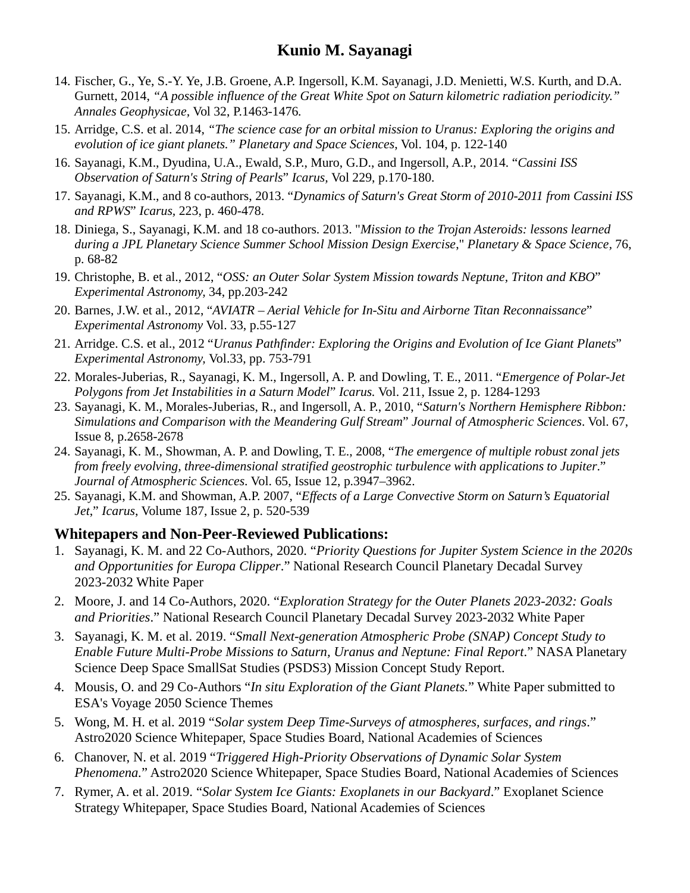14. Fischer, G., Ye, S.-Y. Ye, J.B. Groene, A.P. Ingersoll, K.M. Sayanagi, J.D. Menietti, W.S. Kurth, and D.A. Gurnett, 2014, *"A possible influence of the Great White Spot on Saturn kilometric radiation periodicity." Annales Geophysicae*, Vol 32, P.1463-1476.
15. Arridge, C.S. et al. 2014, *"The science case for an orbital mission to Uranus: Exploring the origins and evolution of ice giant planets." Planetary and Space Sciences*, Vol. 104, p. 122-140
16. Sayanagi, K.M., Dyudina, U.A., Ewald, S.P., Muro, G.D., and Ingersoll, A.P., 2014. "*Cassini ISS Observation of Saturn's String of Pearls*" *Icarus*, Vol 229, p.170-180.
17. Sayanagi, K.M., and 8 co-authors, 2013. "*Dynamics of Saturn's Great Storm of 2010-2011 from Cassini ISS and RPWS*" *Icarus*, 223, p. 460-478.
18. Diniega, S., Sayanagi, K.M. and 18 co-authors. 2013. "*Mission to the Trojan Asteroids: lessons learned during a JPL Planetary Science Summer School Mission Design Exercise*," *Planetary & Space Science*, 76, p. 68-82
19. Christophe, B. et al., 2012, "*OSS: an Outer Solar System Mission towards Neptune, Triton and KBO*" *Experimental Astronomy*, 34, pp.203-242
20. Barnes, J.W. et al., 2012, "*AVIATR – Aerial Vehicle for In-Situ and Airborne Titan Reconnaissance*" *Experimental Astronomy* Vol. 33, p.55-127
21. Arridge. C.S. et al., 2012 "*Uranus Pathfinder: Exploring the Origins and Evolution of Ice Giant Planets*" *Experimental Astronomy*, Vol.33, pp. 753-791
22. Morales-Juberias, R., Sayanagi, K. M., Ingersoll, A. P. and Dowling, T. E., 2011. "*Emergence of Polar-Jet Polygons from Jet Instabilities in a Saturn Model*" *Icarus.* Vol. 211, Issue 2, p. 1284-1293
23. Sayanagi, K. M., Morales-Juberias, R., and Ingersoll, A. P., 2010, "*Saturn's Northern Hemisphere Ribbon: Simulations and Comparison with the Meandering Gulf Stream*" *Journal of Atmospheric Sciences*. Vol. 67, Issue 8, p.2658-2678
24. Sayanagi, K. M., Showman, A. P. and Dowling, T. E., 2008, "*The emergence of multiple robust zonal jets from freely evolving, three-dimensional stratified geostrophic turbulence with applications to Jupiter*." *Journal of Atmospheric Sciences*. Vol. 65, Issue 12, p.3947–3962.
25. Sayanagi, K.M. and Showman, A.P. 2007, "*Effects of a Large Convective Storm on Saturn's Equatorial Jet*," *Icarus*, Volume 187, Issue 2, p. 520-539

## Whitepapers and Non-Peer-Reviewed Publications:

1. Sayanagi, K. M. and 22 Co-Authors, 2020. "*Priority Questions for Jupiter System Science in the 2020s and Opportunities for Europa Clipper*." National Research Council Planetary Decadal Survey 2023-2032 White Paper
2. Moore, J. and 14 Co-Authors, 2020. "*Exploration Strategy for the Outer Planets 2023-2032: Goals and Priorities*." National Research Council Planetary Decadal Survey 2023-2032 White Paper
3. Sayanagi, K. M. et al. 2019. "*Small Next-generation Atmospheric Probe (SNAP) Concept Study to Enable Future Multi-Probe Missions to Saturn, Uranus and Neptune: Final Report*." NASA Planetary Science Deep Space SmallSat Studies (PSDS3) Mission Concept Study Report.
4. Mousis, O. and 29 Co-Authors "*In situ Exploration of the Giant Planets.*" White Paper submitted to ESA's Voyage 2050 Science Themes
5. Wong, M. H. et al. 2019 "*Solar system Deep Time-Surveys of atmospheres, surfaces, and rings*." Astro2020 Science Whitepaper, Space Studies Board, National Academies of Sciences
6. Chanover, N. et al. 2019 "*Triggered High-Priority Observations of Dynamic Solar System Phenomena.*" Astro2020 Science Whitepaper, Space Studies Board, National Academies of Sciences
7. Rymer, A. et al. 2019. "*Solar System Ice Giants: Exoplanets in our Backyard*." Exoplanet Science Strategy Whitepaper, Space Studies Board, National Academies of Sciences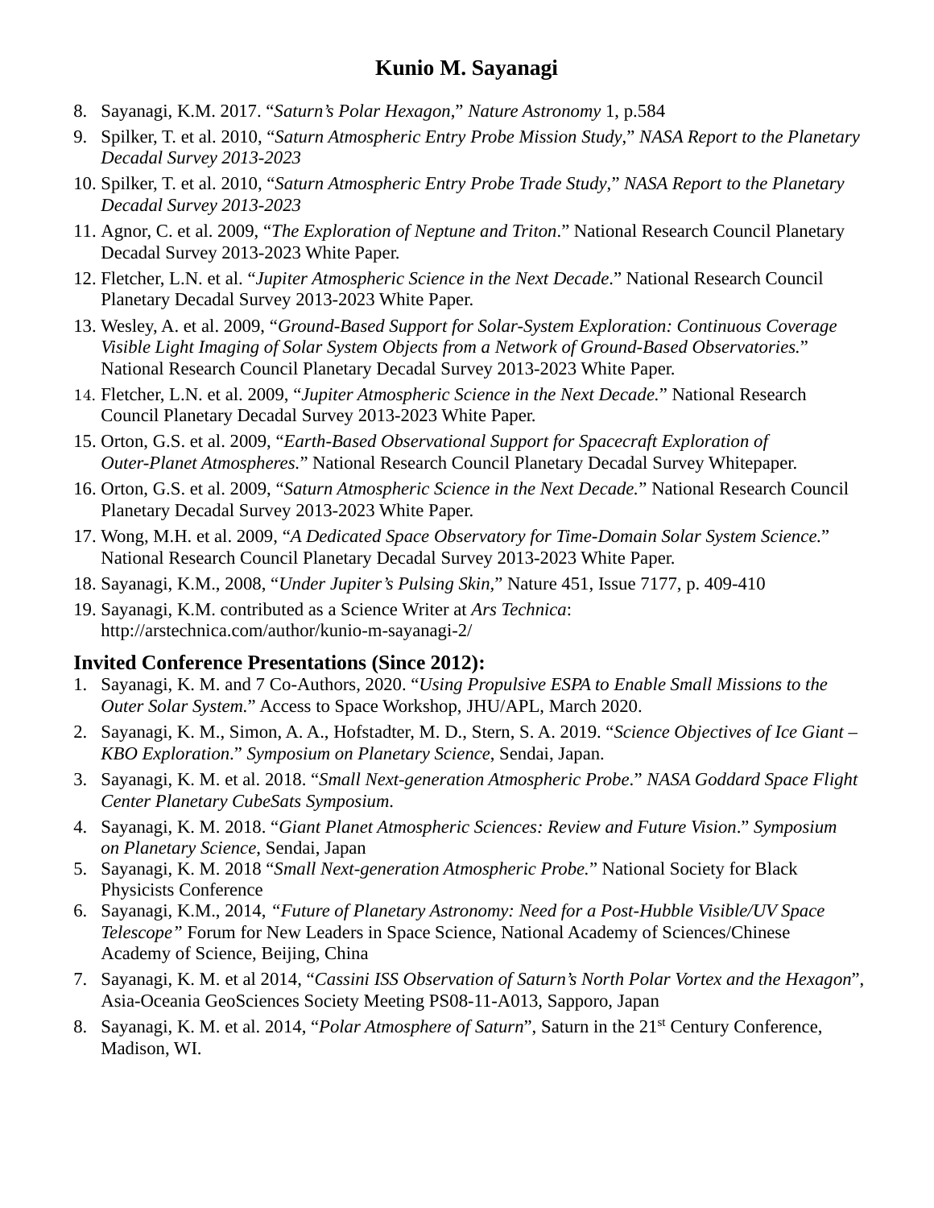8. Sayanagi, K.M. 2017. "*Saturn's Polar Hexagon*," *Nature Astronomy* 1, p.584
9. Spilker, T. et al. 2010, "*Saturn Atmospheric Entry Probe Mission Study*," *NASA Report to the Planetary Decadal Survey 2013-2023*
10. Spilker, T. et al. 2010, "*Saturn Atmospheric Entry Probe Trade Study*," *NASA Report to the Planetary Decadal Survey 2013-2023*
11. Agnor, C. et al. 2009, "*The Exploration of Neptune and Triton*." National Research Council Planetary Decadal Survey 2013-2023 White Paper.
12. Fletcher, L.N. et al. "*Jupiter Atmospheric Science in the Next Decade*." National Research Council Planetary Decadal Survey 2013-2023 White Paper.
13. Wesley, A. et al. 2009, "*Ground-Based Support for Solar-System Exploration: Continuous Coverage Visible Light Imaging of Solar System Objects from a Network of Ground-Based Observatories.*" National Research Council Planetary Decadal Survey 2013-2023 White Paper.
14. Fletcher, L.N. et al. 2009, "*Jupiter Atmospheric Science in the Next Decade.*" National Research Council Planetary Decadal Survey 2013-2023 White Paper.
15. Orton, G.S. et al. 2009, "*Earth-Based Observational Support for Spacecraft Exploration of Outer-Planet Atmospheres.*" National Research Council Planetary Decadal Survey Whitepaper.
16. Orton, G.S. et al. 2009, "*Saturn Atmospheric Science in the Next Decade.*" National Research Council Planetary Decadal Survey 2013-2023 White Paper.
17. Wong, M.H. et al. 2009, "*A Dedicated Space Observatory for Time-Domain Solar System Science.*" National Research Council Planetary Decadal Survey 2013-2023 White Paper.
18. Sayanagi, K.M., 2008, "*Under Jupiter's Pulsing Skin,*" Nature 451, Issue 7177, p. 409-410
19. Sayanagi, K.M. contributed as a Science Writer at *Ars Technica*: http://arstechnica.com/author/kunio-m-sayanagi-2/

## Invited Conference Presentations (Since 2012):

1. Sayanagi, K. M. and 7 Co-Authors, 2020. "*Using Propulsive ESPA to Enable Small Missions to the Outer Solar System.*" Access to Space Workshop, JHU/APL, March 2020.
2. Sayanagi, K. M., Simon, A. A., Hofstadter, M. D., Stern, S. A. 2019. "*Science Objectives of Ice Giant – KBO Exploration*." *Symposium on Planetary Science*, Sendai, Japan.
3. Sayanagi, K. M. et al. 2018. "*Small Next-generation Atmospheric Probe*." *NASA Goddard Space Flight Center Planetary CubeSats Symposium*.
4. Sayanagi, K. M. 2018. "*Giant Planet Atmospheric Sciences: Review and Future Vision*." *Symposium on Planetary Science*, Sendai, Japan
5. Sayanagi, K. M. 2018 "*Small Next-generation Atmospheric Probe.*" National Society for Black Physicists Conference
6. Sayanagi, K.M., 2014, *"Future of Planetary Astronomy: Need for a Post-Hubble Visible/UV Space Telescope"* Forum for New Leaders in Space Science, National Academy of Sciences/Chinese Academy of Science, Beijing, China
7. Sayanagi, K. M. et al 2014, "*Cassini ISS Observation of Saturn's North Polar Vortex and the Hexagon*", Asia-Oceania GeoSciences Society Meeting PS08-11-A013, Sapporo, Japan
8. Sayanagi, K. M. et al. 2014, "*Polar Atmosphere of Saturn*", Saturn in the 21st Century Conference, Madison, WI.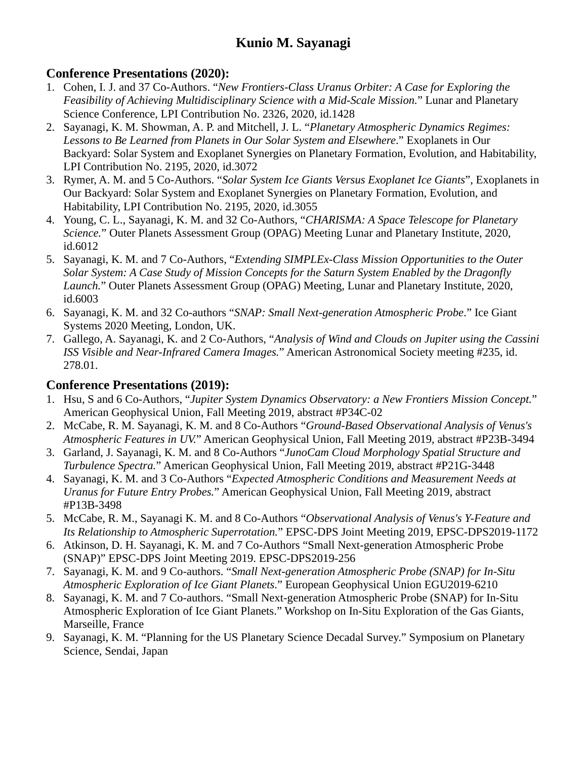# Kunio M. Sayanagi

## Conference Presentations (2020):

1. Cohen, I. J. and 37 Co-Authors. "*New Frontiers-Class Uranus Orbiter: A Case for Exploring the Feasibility of Achieving Multidisciplinary Science with a Mid-Scale Mission.*" Lunar and Planetary Science Conference, LPI Contribution No. 2326, 2020, id.1428
2. Sayanagi, K. M. Showman, A. P. and Mitchell, J. L. "*Planetary Atmospheric Dynamics Regimes: Lessons to Be Learned from Planets in Our Solar System and Elsewhere*." Exoplanets in Our Backyard: Solar System and Exoplanet Synergies on Planetary Formation, Evolution, and Habitability, LPI Contribution No. 2195, 2020, id.3072
3. Rymer, A. M. and 5 Co-Authors. "*Solar System Ice Giants Versus Exoplanet Ice Giants*", Exoplanets in Our Backyard: Solar System and Exoplanet Synergies on Planetary Formation, Evolution, and Habitability, LPI Contribution No. 2195, 2020, id.3055
4. Young, C. L., Sayanagi, K. M. and 32 Co-Authors, "*CHARISMA: A Space Telescope for Planetary Science.*" Outer Planets Assessment Group (OPAG) Meeting Lunar and Planetary Institute, 2020, id.6012
5. Sayanagi, K. M. and 7 Co-Authors, "*Extending SIMPLEx-Class Mission Opportunities to the Outer Solar System: A Case Study of Mission Concepts for the Saturn System Enabled by the Dragonfly Launch.*" Outer Planets Assessment Group (OPAG) Meeting, Lunar and Planetary Institute, 2020, id.6003
6. Sayanagi, K. M. and 32 Co-authors "*SNAP: Small Next-generation Atmospheric Probe*." Ice Giant Systems 2020 Meeting, London, UK.
7. Gallego, A. Sayanagi, K. and 2 Co-Authors, "*Analysis of Wind and Clouds on Jupiter using the Cassini ISS Visible and Near-Infrared Camera Images.*" American Astronomical Society meeting #235, id. 278.01.

## Conference Presentations (2019):

1. Hsu, S and 6 Co-Authors, "*Jupiter System Dynamics Observatory: a New Frontiers Mission Concept.*" American Geophysical Union, Fall Meeting 2019, abstract #P34C-02
2. McCabe, R. M. Sayanagi, K. M. and 8 Co-Authors "*Ground-Based Observational Analysis of Venus's Atmospheric Features in UV.*" American Geophysical Union, Fall Meeting 2019, abstract #P23B-3494
3. Garland, J. Sayanagi, K. M. and 8 Co-Authors "*JunoCam Cloud Morphology Spatial Structure and Turbulence Spectra.*" American Geophysical Union, Fall Meeting 2019, abstract #P21G-3448
4. Sayanagi, K. M. and 3 Co-Authors "*Expected Atmospheric Conditions and Measurement Needs at Uranus for Future Entry Probes.*" American Geophysical Union, Fall Meeting 2019, abstract #P13B-3498
5. McCabe, R. M., Sayanagi K. M. and 8 Co-Authors "*Observational Analysis of Venus's Y-Feature and Its Relationship to Atmospheric Superrotation.*" EPSC-DPS Joint Meeting 2019, EPSC-DPS2019-1172
6. Atkinson, D. H. Sayanagi, K. M. and 7 Co-Authors "Small Next-generation Atmospheric Probe (SNAP)" EPSC-DPS Joint Meeting 2019. EPSC-DPS2019-256
7. Sayanagi, K. M. and 9 Co-authors. "*Small Next-generation Atmospheric Probe (SNAP) for In-Situ Atmospheric Exploration of Ice Giant Planets*." European Geophysical Union EGU2019-6210
8. Sayanagi, K. M. and 7 Co-authors. "Small Next-generation Atmospheric Probe (SNAP) for In-Situ Atmospheric Exploration of Ice Giant Planets." Workshop on In-Situ Exploration of the Gas Giants, Marseille, France
9. Sayanagi, K. M. "Planning for the US Planetary Science Decadal Survey." Symposium on Planetary Science, Sendai, Japan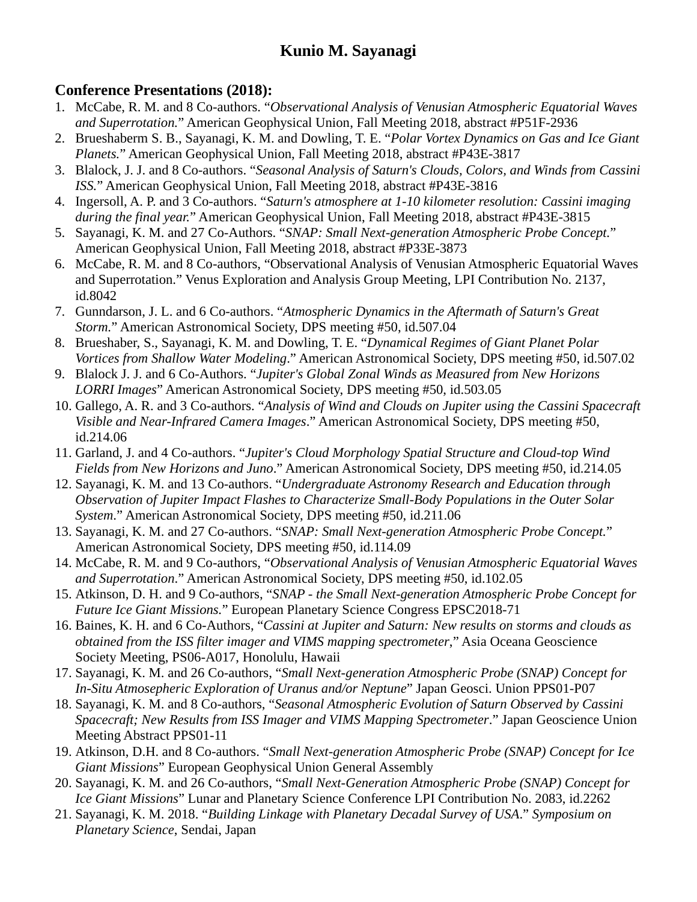# Kunio M. Sayanagi

## Conference Presentations (2018):

1. McCabe, R. M. and 8 Co-authors. "*Observational Analysis of Venusian Atmospheric Equatorial Waves and Superrotation.*" American Geophysical Union, Fall Meeting 2018, abstract #P51F-2936
2. Brueshaberm S. B., Sayanagi, K. M. and Dowling, T. E. "*Polar Vortex Dynamics on Gas and Ice Giant Planets.*" American Geophysical Union, Fall Meeting 2018, abstract #P43E-3817
3. Blalock, J. J. and 8 Co-authors. "*Seasonal Analysis of Saturn's Clouds, Colors, and Winds from Cassini ISS.*" American Geophysical Union, Fall Meeting 2018, abstract #P43E-3816
4. Ingersoll, A. P. and 3 Co-authors. "*Saturn's atmosphere at 1-10 kilometer resolution: Cassini imaging during the final year.*" American Geophysical Union, Fall Meeting 2018, abstract #P43E-3815
5. Sayanagi, K. M. and 27 Co-Authors. "*SNAP: Small Next-generation Atmospheric Probe Concept.*" American Geophysical Union, Fall Meeting 2018, abstract #P33E-3873
6. McCabe, R. M. and 8 Co-authors, "Observational Analysis of Venusian Atmospheric Equatorial Waves and Superrotation." Venus Exploration and Analysis Group Meeting, LPI Contribution No. 2137, id.8042
7. Gunndarson, J. L. and 6 Co-authors. "*Atmospheric Dynamics in the Aftermath of Saturn's Great Storm.*" American Astronomical Society, DPS meeting #50, id.507.04
8. Brueshaber, S., Sayanagi, K. M. and Dowling, T. E. "*Dynamical Regimes of Giant Planet Polar Vortices from Shallow Water Modeling*." American Astronomical Society, DPS meeting #50, id.507.02
9. Blalock J. J. and 6 Co-Authors. "*Jupiter's Global Zonal Winds as Measured from New Horizons LORRI Images*" American Astronomical Society, DPS meeting #50, id.503.05
10. Gallego, A. R. and 3 Co-authors. "*Analysis of Wind and Clouds on Jupiter using the Cassini Spacecraft Visible and Near-Infrared Camera Images*." American Astronomical Society, DPS meeting #50, id.214.06
11. Garland, J. and 4 Co-authors. "*Jupiter's Cloud Morphology Spatial Structure and Cloud-top Wind Fields from New Horizons and Juno*." American Astronomical Society, DPS meeting #50, id.214.05
12. Sayanagi, K. M. and 13 Co-authors. "*Undergraduate Astronomy Research and Education through Observation of Jupiter Impact Flashes to Characterize Small-Body Populations in the Outer Solar System*." American Astronomical Society, DPS meeting #50, id.211.06
13. Sayanagi, K. M. and 27 Co-authors. "*SNAP: Small Next-generation Atmospheric Probe Concept.*" American Astronomical Society, DPS meeting #50, id.114.09
14. McCabe, R. M. and 9 Co-authors, "*Observational Analysis of Venusian Atmospheric Equatorial Waves and Superrotation*." American Astronomical Society, DPS meeting #50, id.102.05
15. Atkinson, D. H. and 9 Co-authors, "*SNAP - the Small Next-generation Atmospheric Probe Concept for Future Ice Giant Missions.*" European Planetary Science Congress EPSC2018-71
16. Baines, K. H. and 6 Co-Authors, "*Cassini at Jupiter and Saturn: New results on storms and clouds as obtained from the ISS filter imager and VIMS mapping spectrometer*," Asia Oceana Geoscience Society Meeting, PS06-A017, Honolulu, Hawaii
17. Sayanagi, K. M. and 26 Co-authors, "*Small Next-generation Atmospheric Probe (SNAP) Concept for In-Situ Atmosepheric Exploration of Uranus and/or Neptune*" Japan Geosci. Union PPS01-P07
18. Sayanagi, K. M. and 8 Co-authors, "*Seasonal Atmospheric Evolution of Saturn Observed by Cassini Spacecraft; New Results from ISS Imager and VIMS Mapping Spectrometer*." Japan Geoscience Union Meeting Abstract PPS01-11
19. Atkinson, D.H. and 8 Co-authors. "*Small Next-generation Atmospheric Probe (SNAP) Concept for Ice Giant Missions*" European Geophysical Union General Assembly
20. Sayanagi, K. M. and 26 Co-authors, "*Small Next-Generation Atmospheric Probe (SNAP) Concept for Ice Giant Missions*" Lunar and Planetary Science Conference LPI Contribution No. 2083, id.2262
21. Sayanagi, K. M. 2018. "*Building Linkage with Planetary Decadal Survey of USA*." *Symposium on Planetary Science*, Sendai, Japan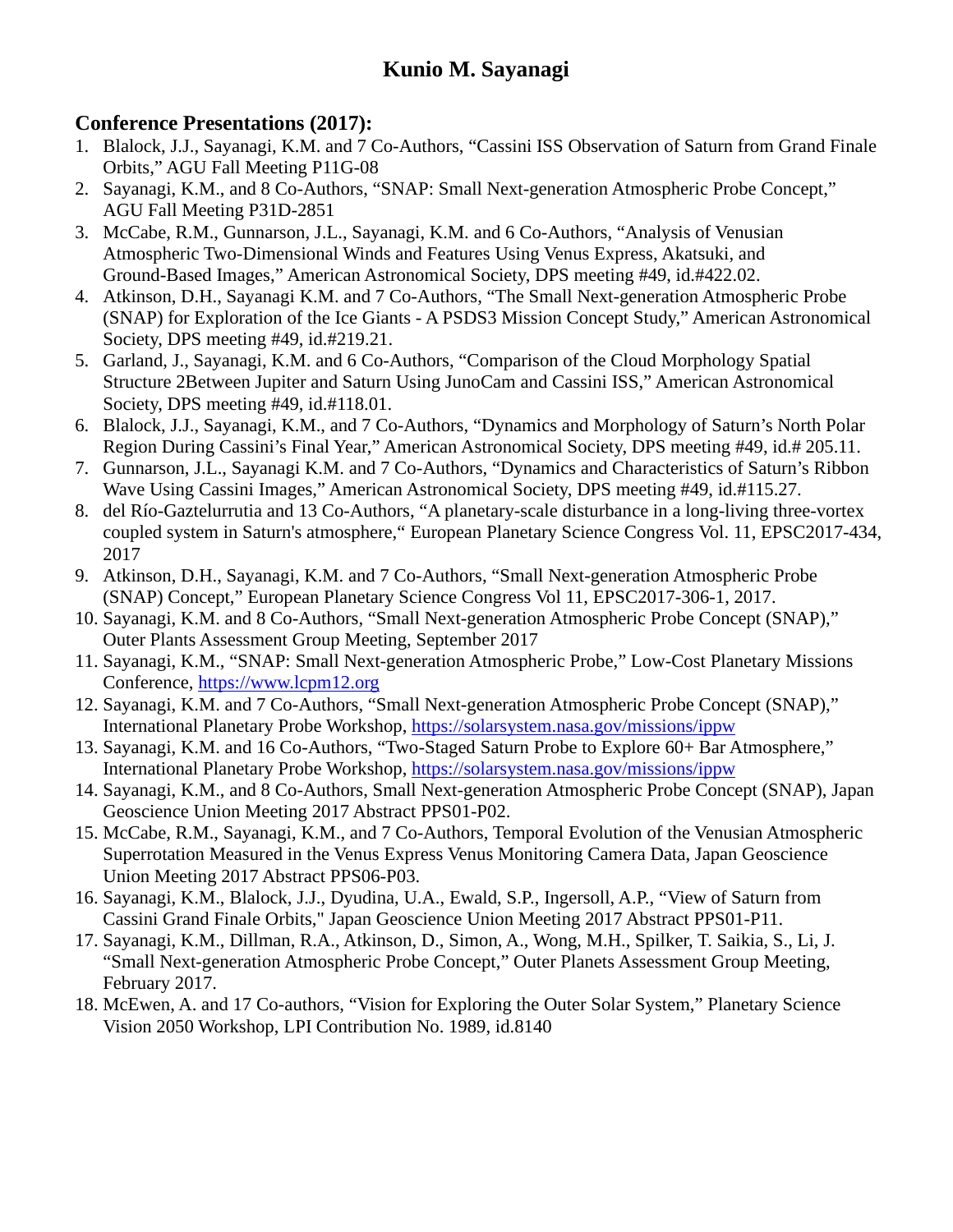# Kunio M. Sayanagi

## Conference Presentations (2017):

1. Blalock, J.J., Sayanagi, K.M. and 7 Co-Authors, “Cassini ISS Observation of Saturn from Grand Finale Orbits,” AGU Fall Meeting P11G-08
2. Sayanagi, K.M., and 8 Co-Authors, “SNAP: Small Next-generation Atmospheric Probe Concept,” AGU Fall Meeting P31D-2851
3. McCabe, R.M., Gunnarson, J.L., Sayanagi, K.M. and 6 Co-Authors, “Analysis of Venusian Atmospheric Two-Dimensional Winds and Features Using Venus Express, Akatsuki, and Ground-Based Images,” American Astronomical Society, DPS meeting #49, id.#422.02.
4. Atkinson, D.H., Sayanagi K.M. and 7 Co-Authors, “The Small Next-generation Atmospheric Probe (SNAP) for Exploration of the Ice Giants - A PSDS3 Mission Concept Study,” American Astronomical Society, DPS meeting #49, id.#219.21.
5. Garland, J., Sayanagi, K.M. and 6 Co-Authors, “Comparison of the Cloud Morphology Spatial Structure 2Between Jupiter and Saturn Using JunoCam and Cassini ISS,” American Astronomical Society, DPS meeting #49, id.#118.01.
6. Blalock, J.J., Sayanagi, K.M., and 7 Co-Authors, “Dynamics and Morphology of Saturn’s North Polar Region During Cassini’s Final Year,” American Astronomical Society, DPS meeting #49, id.# 205.11.
7. Gunnarson, J.L., Sayanagi K.M. and 7 Co-Authors, “Dynamics and Characteristics of Saturn’s Ribbon Wave Using Cassini Images,” American Astronomical Society, DPS meeting #49, id.#115.27.
8. del Río-Gaztelurrutia and 13 Co-Authors, “A planetary-scale disturbance in a long-living three-vortex coupled system in Saturn's atmosphere,“ European Planetary Science Congress Vol. 11, EPSC2017-434, 2017
9. Atkinson, D.H., Sayanagi, K.M. and 7 Co-Authors, “Small Next-generation Atmospheric Probe (SNAP) Concept,” European Planetary Science Congress Vol 11, EPSC2017-306-1, 2017.
10. Sayanagi, K.M. and 8 Co-Authors, “Small Next-generation Atmospheric Probe Concept (SNAP),” Outer Plants Assessment Group Meeting, September 2017
11. Sayanagi, K.M., “SNAP: Small Next-generation Atmospheric Probe,” Low-Cost Planetary Missions Conference, https://www.lcpm12.org
12. Sayanagi, K.M. and 7 Co-Authors, “Small Next-generation Atmospheric Probe Concept (SNAP),” International Planetary Probe Workshop, https://solarsystem.nasa.gov/missions/ippw
13. Sayanagi, K.M. and 16 Co-Authors, “Two-Staged Saturn Probe to Explore 60+ Bar Atmosphere,” International Planetary Probe Workshop, https://solarsystem.nasa.gov/missions/ippw
14. Sayanagi, K.M., and 8 Co-Authors, Small Next-generation Atmospheric Probe Concept (SNAP), Japan Geoscience Union Meeting 2017 Abstract PPS01-P02.
15. McCabe, R.M., Sayanagi, K.M., and 7 Co-Authors, Temporal Evolution of the Venusian Atmospheric Superrotation Measured in the Venus Express Venus Monitoring Camera Data, Japan Geoscience Union Meeting 2017 Abstract PPS06-P03.
16. Sayanagi, K.M., Blalock, J.J., Dyudina, U.A., Ewald, S.P., Ingersoll, A.P., “View of Saturn from Cassini Grand Finale Orbits," Japan Geoscience Union Meeting 2017 Abstract PPS01-P11.
17. Sayanagi, K.M., Dillman, R.A., Atkinson, D., Simon, A., Wong, M.H., Spilker, T. Saikia, S., Li, J. “Small Next-generation Atmospheric Probe Concept,” Outer Planets Assessment Group Meeting, February 2017.
18. McEwen, A. and 17 Co-authors, “Vision for Exploring the Outer Solar System,” Planetary Science Vision 2050 Workshop, LPI Contribution No. 1989, id.8140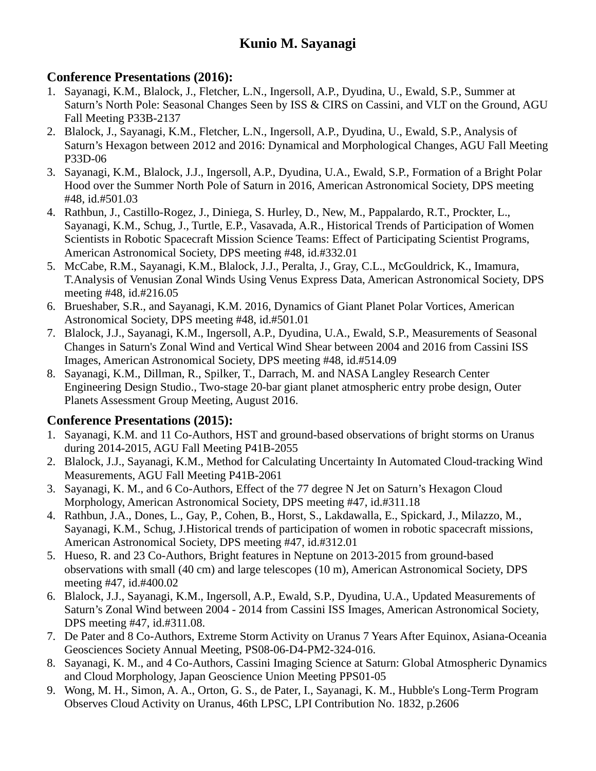# Kunio M. Sayanagi

## Conference Presentations (2016):

1. Sayanagi, K.M., Blalock, J., Fletcher, L.N., Ingersoll, A.P., Dyudina, U., Ewald, S.P., Summer at Saturn's North Pole: Seasonal Changes Seen by ISS & CIRS on Cassini, and VLT on the Ground, AGU Fall Meeting P33B-2137
2. Blalock, J., Sayanagi, K.M., Fletcher, L.N., Ingersoll, A.P., Dyudina, U., Ewald, S.P., Analysis of Saturn's Hexagon between 2012 and 2016: Dynamical and Morphological Changes, AGU Fall Meeting P33D-06
3. Sayanagi, K.M., Blalock, J.J., Ingersoll, A.P., Dyudina, U.A., Ewald, S.P., Formation of a Bright Polar Hood over the Summer North Pole of Saturn in 2016, American Astronomical Society, DPS meeting #48, id.#501.03
4. Rathbun, J., Castillo-Rogez, J., Diniega, S. Hurley, D., New, M., Pappalardo, R.T., Prockter, L., Sayanagi, K.M., Schug, J., Turtle, E.P., Vasavada, A.R., Historical Trends of Participation of Women Scientists in Robotic Spacecraft Mission Science Teams: Effect of Participating Scientist Programs, American Astronomical Society, DPS meeting #48, id.#332.01
5. McCabe, R.M., Sayanagi, K.M., Blalock, J.J., Peralta, J., Gray, C.L., McGouldrick, K., Imamura, T.Analysis of Venusian Zonal Winds Using Venus Express Data, American Astronomical Society, DPS meeting #48, id.#216.05
6. Brueshaber, S.R., and Sayanagi, K.M. 2016, Dynamics of Giant Planet Polar Vortices, American Astronomical Society, DPS meeting #48, id.#501.01
7. Blalock, J.J., Sayanagi, K.M., Ingersoll, A.P., Dyudina, U.A., Ewald, S.P., Measurements of Seasonal Changes in Saturn's Zonal Wind and Vertical Wind Shear between 2004 and 2016 from Cassini ISS Images, American Astronomical Society, DPS meeting #48, id.#514.09
8. Sayanagi, K.M., Dillman, R., Spilker, T., Darrach, M. and NASA Langley Research Center Engineering Design Studio., Two-stage 20-bar giant planet atmospheric entry probe design, Outer Planets Assessment Group Meeting, August 2016.

## Conference Presentations (2015):

1. Sayanagi, K.M. and 11 Co-Authors, HST and ground-based observations of bright storms on Uranus during 2014-2015, AGU Fall Meeting P41B-2055
2. Blalock, J.J., Sayanagi, K.M., Method for Calculating Uncertainty In Automated Cloud-tracking Wind Measurements, AGU Fall Meeting P41B-2061
3. Sayanagi, K. M., and 6 Co-Authors, Effect of the 77 degree N Jet on Saturn's Hexagon Cloud Morphology, American Astronomical Society, DPS meeting #47, id.#311.18
4. Rathbun, J.A., Dones, L., Gay, P., Cohen, B., Horst, S., Lakdawalla, E., Spickard, J., Milazzo, M., Sayanagi, K.M., Schug, J.Historical trends of participation of women in robotic spacecraft missions, American Astronomical Society, DPS meeting #47, id.#312.01
5. Hueso, R. and 23 Co-Authors, Bright features in Neptune on 2013-2015 from ground-based observations with small (40 cm) and large telescopes (10 m), American Astronomical Society, DPS meeting #47, id.#400.02
6. Blalock, J.J., Sayanagi, K.M., Ingersoll, A.P., Ewald, S.P., Dyudina, U.A., Updated Measurements of Saturn's Zonal Wind between 2004 - 2014 from Cassini ISS Images, American Astronomical Society, DPS meeting #47, id.#311.08.
7. De Pater and 8 Co-Authors, Extreme Storm Activity on Uranus 7 Years After Equinox, Asiana-Oceania Geosciences Society Annual Meeting, PS08-06-D4-PM2-324-016.
8. Sayanagi, K. M., and 4 Co-Authors, Cassini Imaging Science at Saturn: Global Atmospheric Dynamics and Cloud Morphology, Japan Geoscience Union Meeting PPS01-05
9. Wong, M. H., Simon, A. A., Orton, G. S., de Pater, I., Sayanagi, K. M., Hubble's Long-Term Program Observes Cloud Activity on Uranus, 46th LPSC, LPI Contribution No. 1832, p.2606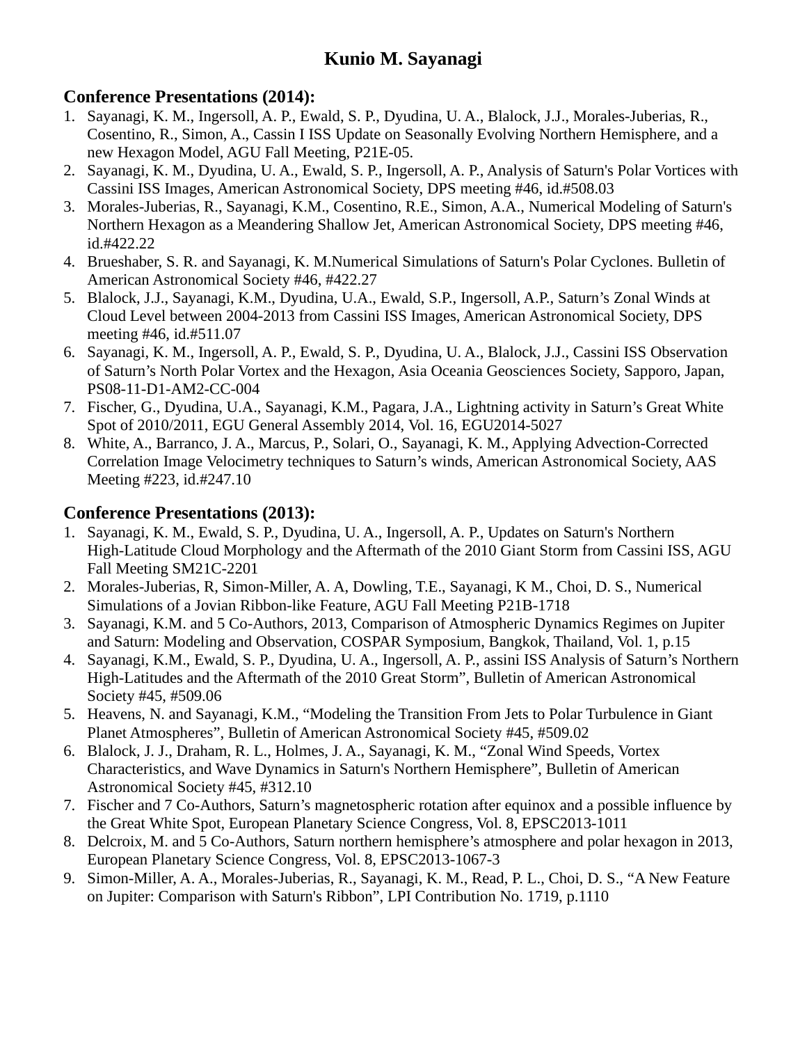# Kunio M. Sayanagi

## Conference Presentations (2014):

1. Sayanagi, K. M., Ingersoll, A. P., Ewald, S. P., Dyudina, U. A., Blalock, J.J., Morales-Juberias, R., Cosentino, R., Simon, A., Cassin I ISS Update on Seasonally Evolving Northern Hemisphere, and a new Hexagon Model, AGU Fall Meeting, P21E-05.
2. Sayanagi, K. M., Dyudina, U. A., Ewald, S. P., Ingersoll, A. P., Analysis of Saturn's Polar Vortices with Cassini ISS Images, American Astronomical Society, DPS meeting #46, id.#508.03
3. Morales-Juberias, R., Sayanagi, K.M., Cosentino, R.E., Simon, A.A., Numerical Modeling of Saturn's Northern Hexagon as a Meandering Shallow Jet, American Astronomical Society, DPS meeting #46, id.#422.22
4. Brueshaber, S. R. and Sayanagi, K. M.Numerical Simulations of Saturn's Polar Cyclones. Bulletin of American Astronomical Society #46, #422.27
5. Blalock, J.J., Sayanagi, K.M., Dyudina, U.A., Ewald, S.P., Ingersoll, A.P., Saturn’s Zonal Winds at Cloud Level between 2004-2013 from Cassini ISS Images, American Astronomical Society, DPS meeting #46, id.#511.07
6. Sayanagi, K. M., Ingersoll, A. P., Ewald, S. P., Dyudina, U. A., Blalock, J.J., Cassini ISS Observation of Saturn’s North Polar Vortex and the Hexagon, Asia Oceania Geosciences Society, Sapporo, Japan, PS08-11-D1-AM2-CC-004
7. Fischer, G., Dyudina, U.A., Sayanagi, K.M., Pagara, J.A., Lightning activity in Saturn’s Great White Spot of 2010/2011, EGU General Assembly 2014, Vol. 16, EGU2014-5027
8. White, A., Barranco, J. A., Marcus, P., Solari, O., Sayanagi, K. M., Applying Advection-Corrected Correlation Image Velocimetry techniques to Saturn’s winds, American Astronomical Society, AAS Meeting #223, id.#247.10

## Conference Presentations (2013):

1. Sayanagi, K. M., Ewald, S. P., Dyudina, U. A., Ingersoll, A. P., Updates on Saturn's Northern High-Latitude Cloud Morphology and the Aftermath of the 2010 Giant Storm from Cassini ISS, AGU Fall Meeting SM21C-2201
2. Morales-Juberias, R, Simon-Miller, A. A, Dowling, T.E., Sayanagi, K M., Choi, D. S., Numerical Simulations of a Jovian Ribbon-like Feature, AGU Fall Meeting P21B-1718
3. Sayanagi, K.M. and 5 Co-Authors, 2013, Comparison of Atmospheric Dynamics Regimes on Jupiter and Saturn: Modeling and Observation, COSPAR Symposium, Bangkok, Thailand, Vol. 1, p.15
4. Sayanagi, K.M., Ewald, S. P., Dyudina, U. A., Ingersoll, A. P., assini ISS Analysis of Saturn’s Northern High-Latitudes and the Aftermath of the 2010 Great Storm”, Bulletin of American Astronomical Society #45, #509.06
5. Heavens, N. and Sayanagi, K.M., “Modeling the Transition From Jets to Polar Turbulence in Giant Planet Atmospheres”, Bulletin of American Astronomical Society #45, #509.02
6. Blalock, J. J., Draham, R. L., Holmes, J. A., Sayanagi, K. M., “Zonal Wind Speeds, Vortex Characteristics, and Wave Dynamics in Saturn's Northern Hemisphere”, Bulletin of American Astronomical Society #45, #312.10
7. Fischer and 7 Co-Authors, Saturn’s magnetospheric rotation after equinox and a possible influence by the Great White Spot, European Planetary Science Congress, Vol. 8, EPSC2013-1011
8. Delcroix, M. and 5 Co-Authors, Saturn northern hemisphere’s atmosphere and polar hexagon in 2013, European Planetary Science Congress, Vol. 8, EPSC2013-1067-3
9. Simon-Miller, A. A., Morales-Juberias, R., Sayanagi, K. M., Read, P. L., Choi, D. S., “A New Feature on Jupiter: Comparison with Saturn's Ribbon”, LPI Contribution No. 1719, p.1110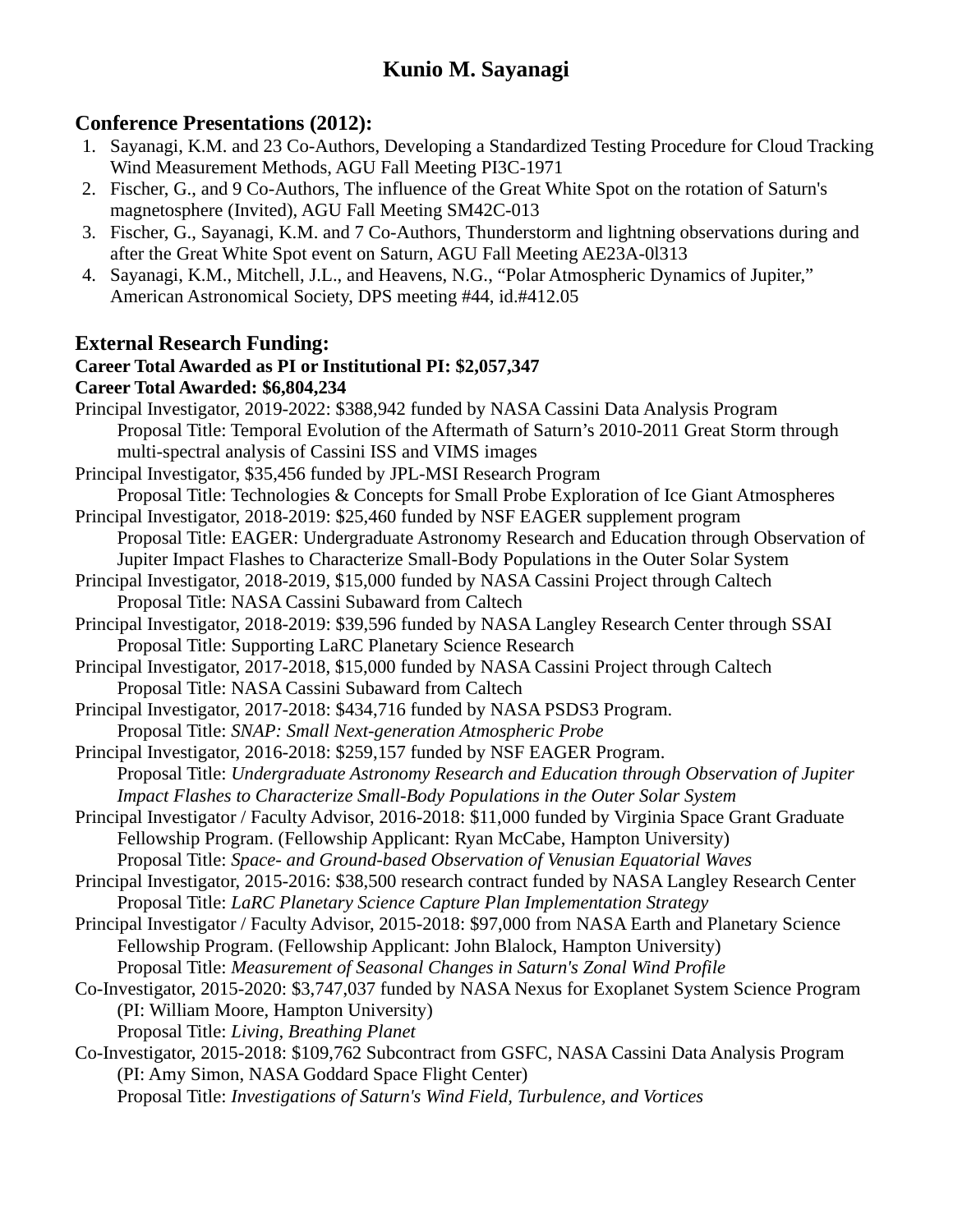# Kunio M. Sayanagi

## Conference Presentations (2012):

1. Sayanagi, K.M. and 23 Co-Authors, Developing a Standardized Testing Procedure for Cloud Tracking Wind Measurement Methods, AGU Fall Meeting PI3C-1971
2. Fischer, G., and 9 Co-Authors, The influence of the Great White Spot on the rotation of Saturn's magnetosphere (Invited), AGU Fall Meeting SM42C-013
3. Fischer, G., Sayanagi, K.M. and 7 Co-Authors, Thunderstorm and lightning observations during and after the Great White Spot event on Saturn, AGU Fall Meeting AE23A-0l313
4. Sayanagi, K.M., Mitchell, J.L., and Heavens, N.G., "Polar Atmospheric Dynamics of Jupiter," American Astronomical Society, DPS meeting #44, id.#412.05

## External Research Funding:

**Career Total Awarded as PI or Institutional PI: $2,057,347**
**Career Total Awarded: $6,804,234**

Principal Investigator, 2019-2022: $388,942 funded by NASA Cassini Data Analysis Program
Proposal Title: Temporal Evolution of the Aftermath of Saturn's 2010-2011 Great Storm through multi-spectral analysis of Cassini ISS and VIMS images

Principal Investigator, $35,456 funded by JPL-MSI Research Program
Proposal Title: Technologies & Concepts for Small Probe Exploration of Ice Giant Atmospheres

Principal Investigator, 2018-2019: $25,460 funded by NSF EAGER supplement program
Proposal Title: EAGER: Undergraduate Astronomy Research and Education through Observation of Jupiter Impact Flashes to Characterize Small-Body Populations in the Outer Solar System

Principal Investigator, 2018-2019, $15,000 funded by NASA Cassini Project through Caltech
Proposal Title: NASA Cassini Subaward from Caltech

Principal Investigator, 2018-2019: $39,596 funded by NASA Langley Research Center through SSAI
Proposal Title: Supporting LaRC Planetary Science Research

Principal Investigator, 2017-2018, $15,000 funded by NASA Cassini Project through Caltech
Proposal Title: NASA Cassini Subaward from Caltech

Principal Investigator, 2017-2018: $434,716 funded by NASA PSDS3 Program.
Proposal Title: *SNAP: Small Next-generation Atmospheric Probe*

Principal Investigator, 2016-2018: $259,157 funded by NSF EAGER Program.
Proposal Title: *Undergraduate Astronomy Research and Education through Observation of Jupiter Impact Flashes to Characterize Small-Body Populations in the Outer Solar System*

Principal Investigator / Faculty Advisor, 2016-2018: $11,000 funded by Virginia Space Grant Graduate Fellowship Program. (Fellowship Applicant: Ryan McCabe, Hampton University)
Proposal Title: *Space- and Ground-based Observation of Venusian Equatorial Waves*

Principal Investigator, 2015-2016: $38,500 research contract funded by NASA Langley Research Center
Proposal Title: *LaRC Planetary Science Capture Plan Implementation Strategy*

Principal Investigator / Faculty Advisor, 2015-2018: $97,000 from NASA Earth and Planetary Science Fellowship Program. (Fellowship Applicant: John Blalock, Hampton University)
Proposal Title: *Measurement of Seasonal Changes in Saturn's Zonal Wind Profile*

Co-Investigator, 2015-2020: $3,747,037 funded by NASA Nexus for Exoplanet System Science Program (PI: William Moore, Hampton University)
Proposal Title: *Living, Breathing Planet*

Co-Investigator, 2015-2018: $109,762 Subcontract from GSFC, NASA Cassini Data Analysis Program (PI: Amy Simon, NASA Goddard Space Flight Center)
Proposal Title: *Investigations of Saturn's Wind Field, Turbulence, and Vortices*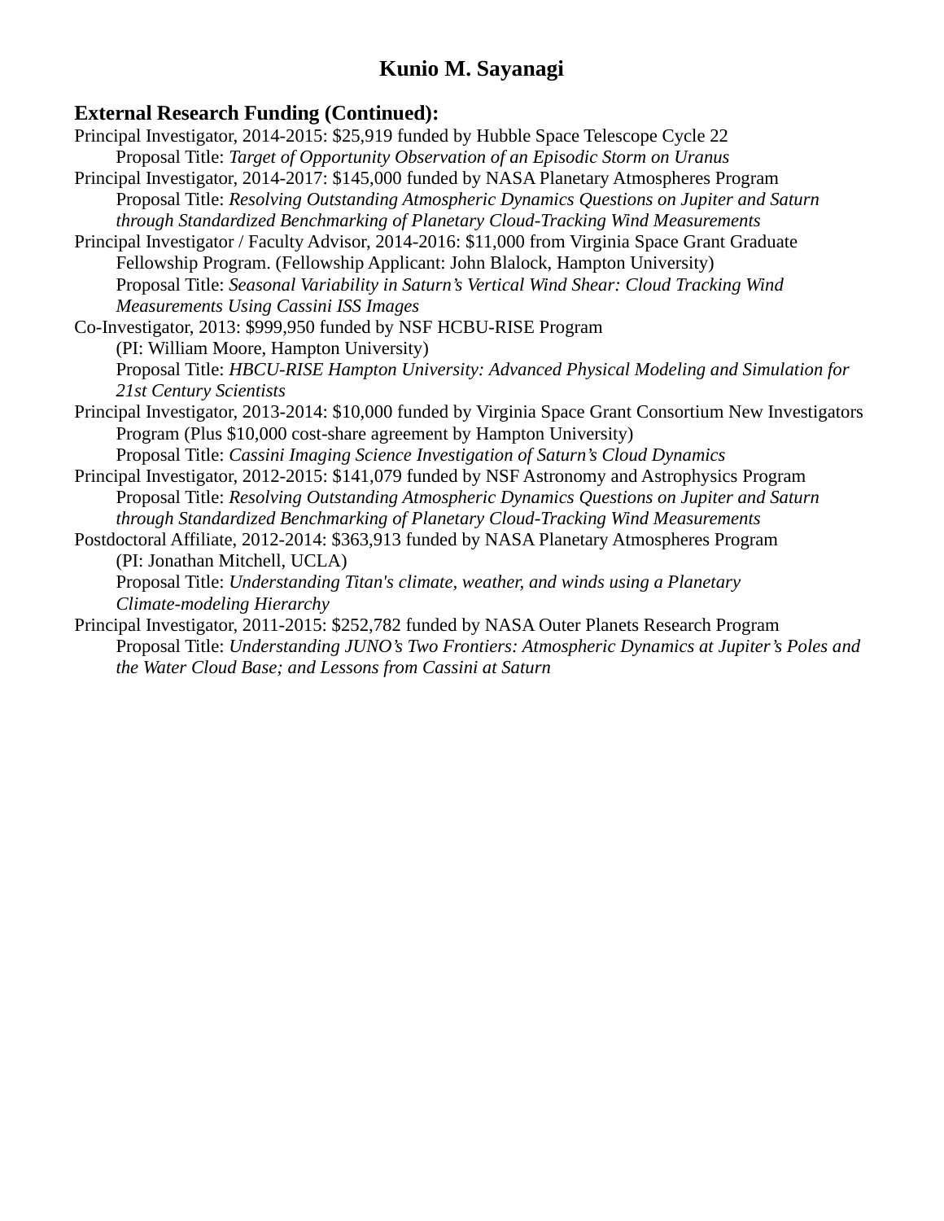## External Research Funding (Continued):

Principal Investigator, 2014-2015: $25,919 funded by Hubble Space Telescope Cycle 22
  Proposal Title: *Target of Opportunity Observation of an Episodic Storm on Uranus*

Principal Investigator, 2014-2017: $145,000 funded by NASA Planetary Atmospheres Program
  Proposal Title: *Resolving Outstanding Atmospheric Dynamics Questions on Jupiter and Saturn through Standardized Benchmarking of Planetary Cloud-Tracking Wind Measurements*

Principal Investigator / Faculty Advisor, 2014-2016: $11,000 from Virginia Space Grant Graduate Fellowship Program. (Fellowship Applicant: John Blalock, Hampton University)
  Proposal Title: *Seasonal Variability in Saturn's Vertical Wind Shear: Cloud Tracking Wind Measurements Using Cassini ISS Images*

Co-Investigator, 2013: $999,950 funded by NSF HCBU-RISE Program
  (PI: William Moore, Hampton University)
  Proposal Title: *HBCU-RISE Hampton University: Advanced Physical Modeling and Simulation for 21st Century Scientists*

Principal Investigator, 2013-2014: $10,000 funded by Virginia Space Grant Consortium New Investigators Program (Plus $10,000 cost-share agreement by Hampton University)
  Proposal Title: *Cassini Imaging Science Investigation of Saturn's Cloud Dynamics*

Principal Investigator, 2012-2015: $141,079 funded by NSF Astronomy and Astrophysics Program
  Proposal Title: *Resolving Outstanding Atmospheric Dynamics Questions on Jupiter and Saturn through Standardized Benchmarking of Planetary Cloud-Tracking Wind Measurements*

Postdoctoral Affiliate, 2012-2014: $363,913 funded by NASA Planetary Atmospheres Program
  (PI: Jonathan Mitchell, UCLA)
  Proposal Title: *Understanding Titan's climate, weather, and winds using a Planetary Climate-modeling Hierarchy*

Principal Investigator, 2011-2015: $252,782 funded by NASA Outer Planets Research Program
  Proposal Title: *Understanding JUNO's Two Frontiers: Atmospheric Dynamics at Jupiter's Poles and the Water Cloud Base; and Lessons from Cassini at Saturn*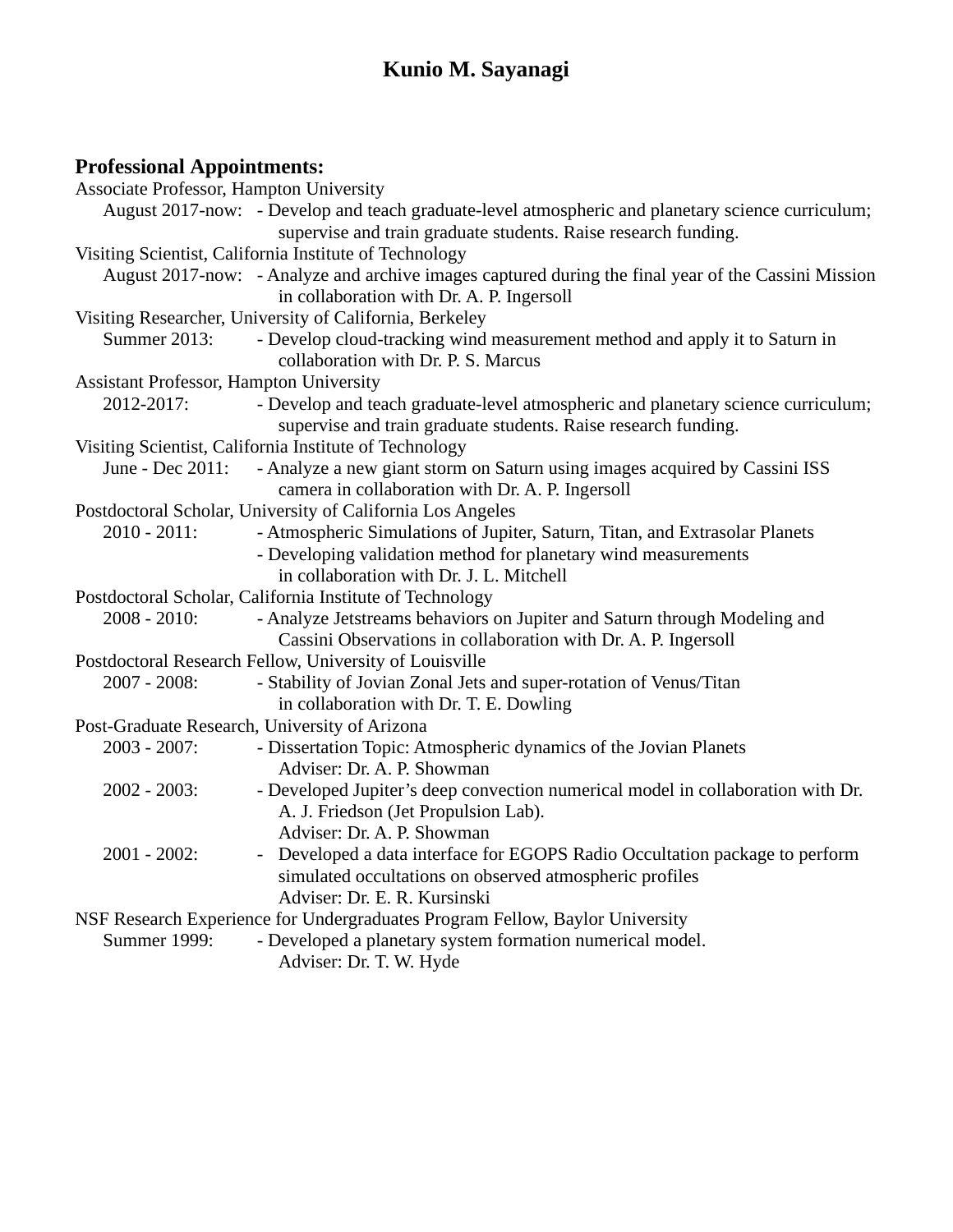# Kunio M. Sayanagi

## Professional Appointments:

Associate Professor, Hampton University

- August 2017-now: - Develop and teach graduate-level atmospheric and planetary science curriculum; supervise and train graduate students. Raise research funding.

Visiting Scientist, California Institute of Technology

- August 2017-now: - Analyze and archive images captured during the final year of the Cassini Mission in collaboration with Dr. A. P. Ingersoll

Visiting Researcher, University of California, Berkeley

- Summer 2013: - Develop cloud-tracking wind measurement method and apply it to Saturn in collaboration with Dr. P. S. Marcus

Assistant Professor, Hampton University

- 2012-2017: - Develop and teach graduate-level atmospheric and planetary science curriculum; supervise and train graduate students. Raise research funding.

Visiting Scientist, California Institute of Technology

- June - Dec 2011: - Analyze a new giant storm on Saturn using images acquired by Cassini ISS camera in collaboration with Dr. A. P. Ingersoll

Postdoctoral Scholar, University of California Los Angeles

- 2010 - 2011: - Atmospheric Simulations of Jupiter, Saturn, Titan, and Extrasolar Planets
  - Developing validation method for planetary wind measurements in collaboration with Dr. J. L. Mitchell

Postdoctoral Scholar, California Institute of Technology

- 2008 - 2010: - Analyze Jetstreams behaviors on Jupiter and Saturn through Modeling and Cassini Observations in collaboration with Dr. A. P. Ingersoll

Postdoctoral Research Fellow, University of Louisville

- 2007 - 2008: - Stability of Jovian Zonal Jets and super-rotation of Venus/Titan in collaboration with Dr. T. E. Dowling

Post-Graduate Research, University of Arizona

- 2003 - 2007: - Dissertation Topic: Atmospheric dynamics of the Jovian Planets
  Adviser: Dr. A. P. Showman
- 2002 - 2003: - Developed Jupiter's deep convection numerical model in collaboration with Dr. A. J. Friedson (Jet Propulsion Lab).
  Adviser: Dr. A. P. Showman
- 2001 - 2002: - Developed a data interface for EGOPS Radio Occultation package to perform simulated occultations on observed atmospheric profiles
  Adviser: Dr. E. R. Kursinski

NSF Research Experience for Undergraduates Program Fellow, Baylor University

- Summer 1999: - Developed a planetary system formation numerical model.
  Adviser: Dr. T. W. Hyde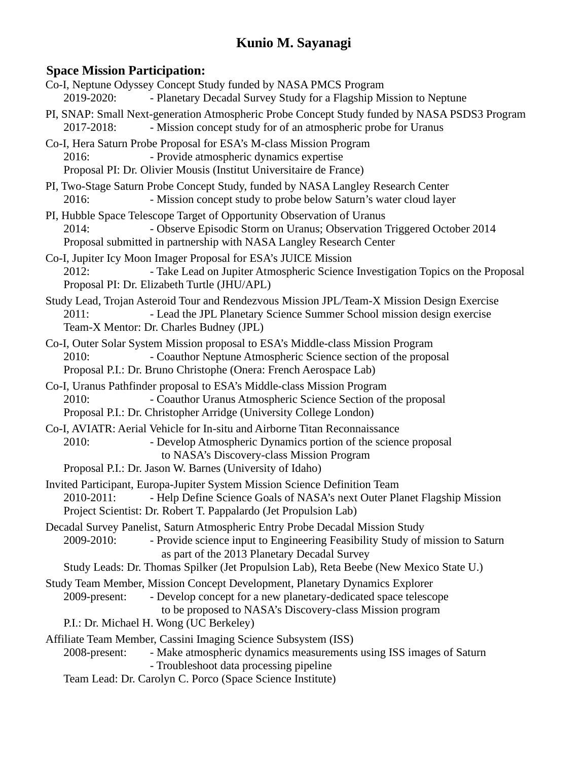# Kunio M. Sayanagi

## Space Mission Participation:

Co-I, Neptune Odyssey Concept Study funded by NASA PMCS Program
  2019-2020: - Planetary Decadal Survey Study for a Flagship Mission to Neptune

PI, SNAP: Small Next-generation Atmospheric Probe Concept Study funded by NASA PSDS3 Program
  2017-2018: - Mission concept study for of an atmospheric probe for Uranus

Co-I, Hera Saturn Probe Proposal for ESA's M-class Mission Program
  2016: - Provide atmospheric dynamics expertise
  Proposal PI: Dr. Olivier Mousis (Institut Universitaire de France)

PI, Two-Stage Saturn Probe Concept Study, funded by NASA Langley Research Center
  2016: - Mission concept study to probe below Saturn's water cloud layer

PI, Hubble Space Telescope Target of Opportunity Observation of Uranus
  2014: - Observe Episodic Storm on Uranus; Observation Triggered October 2014
  Proposal submitted in partnership with NASA Langley Research Center

Co-I, Jupiter Icy Moon Imager Proposal for ESA's JUICE Mission
  2012: - Take Lead on Jupiter Atmospheric Science Investigation Topics on the Proposal
  Proposal PI: Dr. Elizabeth Turtle (JHU/APL)

Study Lead, Trojan Asteroid Tour and Rendezvous Mission JPL/Team-X Mission Design Exercise
  2011: - Lead the JPL Planetary Science Summer School mission design exercise
  Team-X Mentor: Dr. Charles Budney (JPL)

Co-I, Outer Solar System Mission proposal to ESA's Middle-class Mission Program
  2010: - Coauthor Neptune Atmospheric Science section of the proposal
  Proposal P.I.: Dr. Bruno Christophe (Onera: French Aerospace Lab)

Co-I, Uranus Pathfinder proposal to ESA's Middle-class Mission Program
  2010: - Coauthor Uranus Atmospheric Science Section of the proposal
  Proposal P.I.: Dr. Christopher Arridge (University College London)

Co-I, AVIATR: Aerial Vehicle for In-situ and Airborne Titan Reconnaissance
  2010: - Develop Atmospheric Dynamics portion of the science proposal to NASA's Discovery-class Mission Program
  Proposal P.I.: Dr. Jason W. Barnes (University of Idaho)

Invited Participant, Europa-Jupiter System Mission Science Definition Team
  2010-2011: - Help Define Science Goals of NASA's next Outer Planet Flagship Mission
  Project Scientist: Dr. Robert T. Pappalardo (Jet Propulsion Lab)

Decadal Survey Panelist, Saturn Atmospheric Entry Probe Decadal Mission Study
  2009-2010: - Provide science input to Engineering Feasibility Study of mission to Saturn as part of the 2013 Planetary Decadal Survey
  Study Leads: Dr. Thomas Spilker (Jet Propulsion Lab), Reta Beebe (New Mexico State U.)

Study Team Member, Mission Concept Development, Planetary Dynamics Explorer
  2009-present: - Develop concept for a new planetary-dedicated space telescope to be proposed to NASA's Discovery-class Mission program
  P.I.: Dr. Michael H. Wong (UC Berkeley)

Affiliate Team Member, Cassini Imaging Science Subsystem (ISS)
  2008-present: - Make atmospheric dynamics measurements using ISS images of Saturn
  - Troubleshoot data processing pipeline
  Team Lead: Dr. Carolyn C. Porco (Space Science Institute)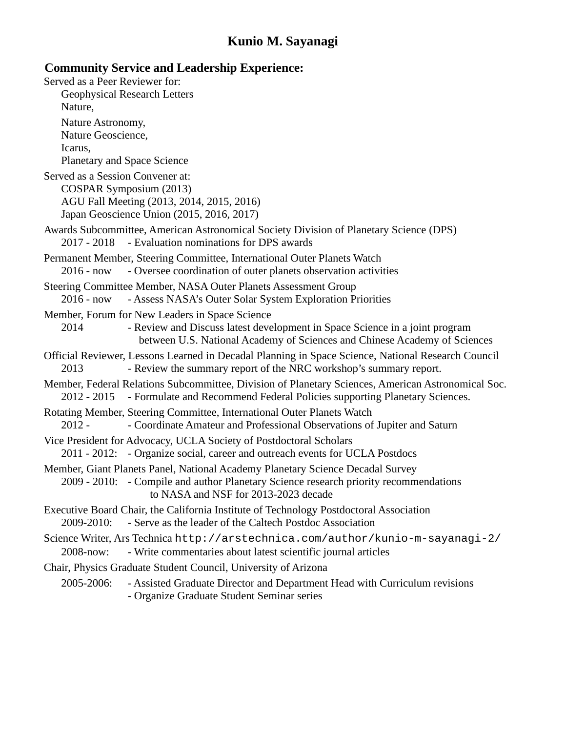# Kunio M. Sayanagi

## Community Service and Leadership Experience:

Served as a Peer Reviewer for:
- Geophysical Research Letters
- Nature,
- Nature Astronomy,
- Nature Geoscience,
- Icarus,
- Planetary and Space Science

Served as a Session Convener at:
- COSPAR Symposium (2013)
- AGU Fall Meeting (2013, 2014, 2015, 2016)
- Japan Geoscience Union (2015, 2016, 2017)

Awards Subcommittee, American Astronomical Society Division of Planetary Science (DPS)
- 2017 - 2018 - Evaluation nominations for DPS awards

Permanent Member, Steering Committee, International Outer Planets Watch
- 2016 - now - Oversee coordination of outer planets observation activities

Steering Committee Member, NASA Outer Planets Assessment Group
- 2016 - now - Assess NASA's Outer Solar System Exploration Priorities

Member, Forum for New Leaders in Space Science
- 2014 - Review and Discuss latest development in Space Science in a joint program between U.S. National Academy of Sciences and Chinese Academy of Sciences

Official Reviewer, Lessons Learned in Decadal Planning in Space Science, National Research Council
- 2013 - Review the summary report of the NRC workshop's summary report.

Member, Federal Relations Subcommittee, Division of Planetary Sciences, American Astronomical Soc.
- 2012 - 2015 - Formulate and Recommend Federal Policies supporting Planetary Sciences.

Rotating Member, Steering Committee, International Outer Planets Watch
- 2012 - - Coordinate Amateur and Professional Observations of Jupiter and Saturn

Vice President for Advocacy, UCLA Society of Postdoctoral Scholars
- 2011 - 2012: - Organize social, career and outreach events for UCLA Postdocs

Member, Giant Planets Panel, National Academy Planetary Science Decadal Survey
- 2009 - 2010: - Compile and author Planetary Science research priority recommendations to NASA and NSF for 2013-2023 decade

Executive Board Chair, the California Institute of Technology Postdoctoral Association
- 2009-2010: - Serve as the leader of the Caltech Postdoc Association

Science Writer, Ars Technica `http://arstechnica.com/author/kunio-m-sayanagi-2/`
- 2008-now: - Write commentaries about latest scientific journal articles

Chair, Physics Graduate Student Council, University of Arizona
- 2005-2006: - Assisted Graduate Director and Department Head with Curriculum revisions
  - Organize Graduate Student Seminar series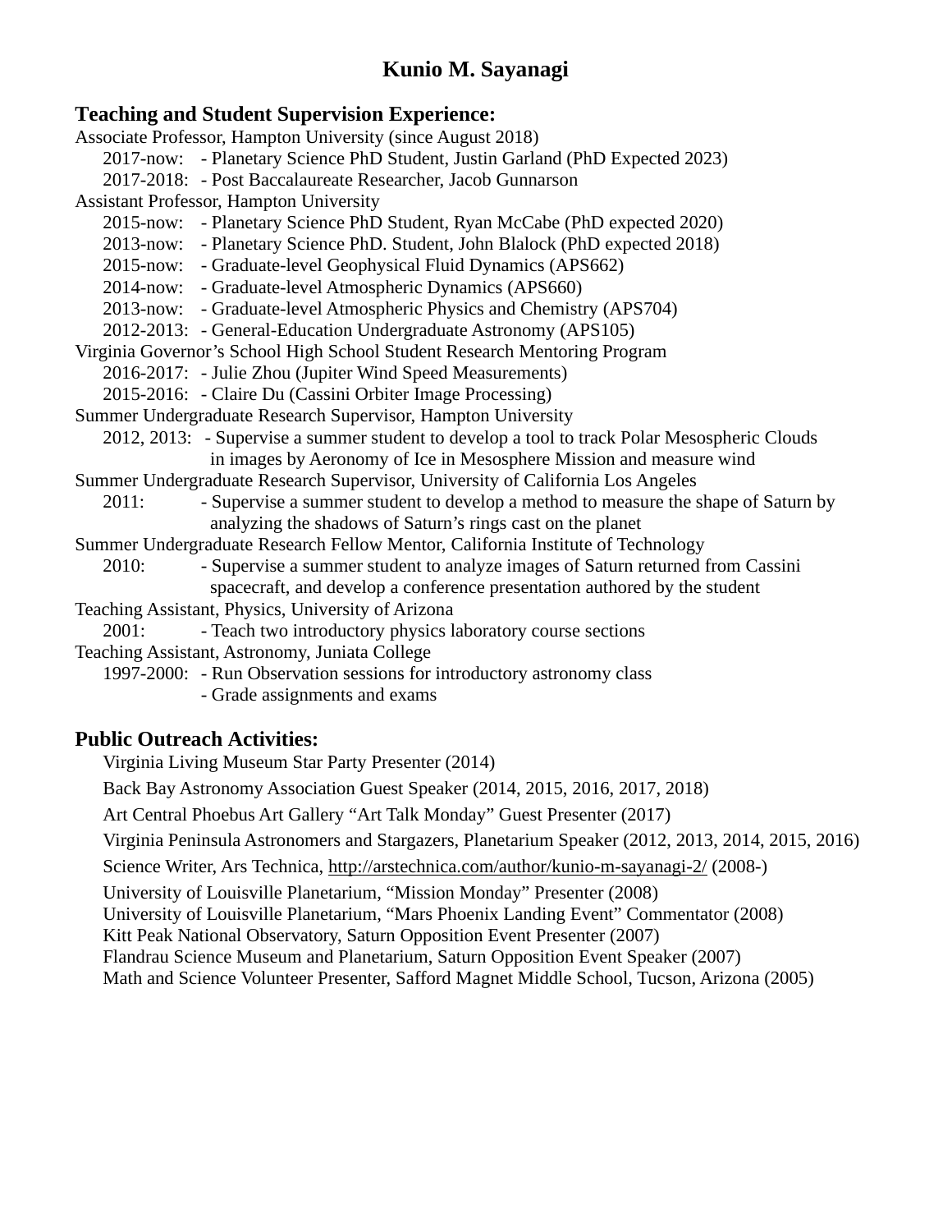# Kunio M. Sayanagi

## Teaching and Student Supervision Experience:

Associate Professor, Hampton University (since August 2018)

- 2017-now: - Planetary Science PhD Student, Justin Garland (PhD Expected 2023)
- 2017-2018: - Post Baccalaureate Researcher, Jacob Gunnarson

Assistant Professor, Hampton University

- 2015-now: - Planetary Science PhD Student, Ryan McCabe (PhD expected 2020)
- 2013-now: - Planetary Science PhD. Student, John Blalock (PhD expected 2018)
- 2015-now: - Graduate-level Geophysical Fluid Dynamics (APS662)
- 2014-now: - Graduate-level Atmospheric Dynamics (APS660)
- 2013-now: - Graduate-level Atmospheric Physics and Chemistry (APS704)
- 2012-2013: - General-Education Undergraduate Astronomy (APS105)

Virginia Governor's School High School Student Research Mentoring Program

- 2016-2017: - Julie Zhou (Jupiter Wind Speed Measurements)
- 2015-2016: - Claire Du (Cassini Orbiter Image Processing)

Summer Undergraduate Research Supervisor, Hampton University

- 2012, 2013: - Supervise a summer student to develop a tool to track Polar Mesospheric Clouds in images by Aeronomy of Ice in Mesosphere Mission and measure wind

Summer Undergraduate Research Supervisor, University of California Los Angeles

- 2011: - Supervise a summer student to develop a method to measure the shape of Saturn by analyzing the shadows of Saturn's rings cast on the planet

Summer Undergraduate Research Fellow Mentor, California Institute of Technology

- 2010: - Supervise a summer student to analyze images of Saturn returned from Cassini spacecraft, and develop a conference presentation authored by the student

Teaching Assistant, Physics, University of Arizona

- 2001: - Teach two introductory physics laboratory course sections

Teaching Assistant, Astronomy, Juniata College

- 1997-2000: - Run Observation sessions for introductory astronomy class
  - Grade assignments and exams

## Public Outreach Activities:

Virginia Living Museum Star Party Presenter (2014)

Back Bay Astronomy Association Guest Speaker (2014, 2015, 2016, 2017, 2018)

Art Central Phoebus Art Gallery "Art Talk Monday" Guest Presenter (2017)

Virginia Peninsula Astronomers and Stargazers, Planetarium Speaker (2012, 2013, 2014, 2015, 2016)

Science Writer, Ars Technica, http://arstechnica.com/author/kunio-m-sayanagi-2/ (2008-)

University of Louisville Planetarium, "Mission Monday" Presenter (2008)
University of Louisville Planetarium, "Mars Phoenix Landing Event" Commentator (2008)
Kitt Peak National Observatory, Saturn Opposition Event Presenter (2007)
Flandrau Science Museum and Planetarium, Saturn Opposition Event Speaker (2007)
Math and Science Volunteer Presenter, Safford Magnet Middle School, Tucson, Arizona (2005)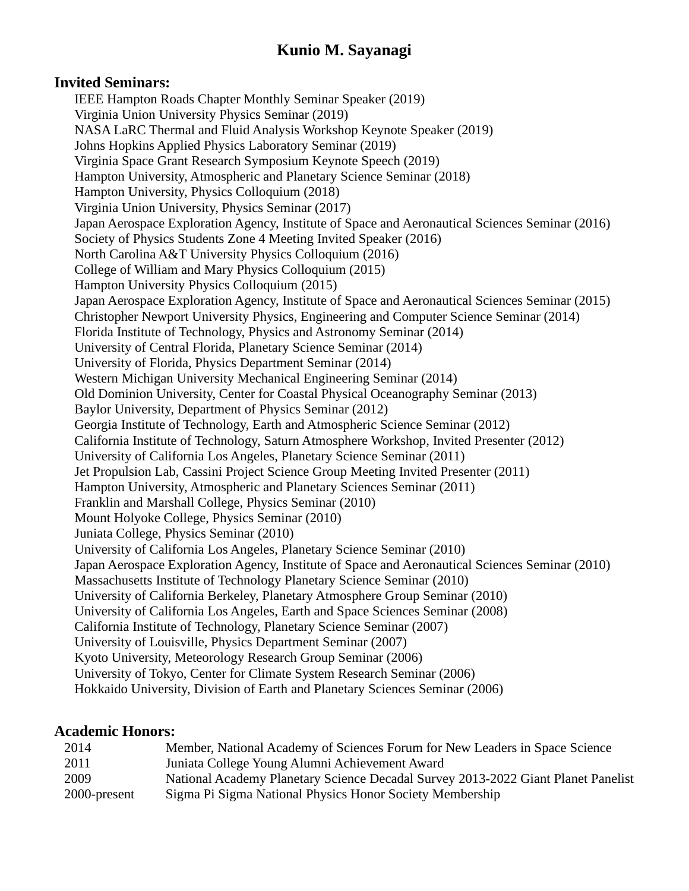## Invited Seminars:

IEEE Hampton Roads Chapter Monthly Seminar Speaker (2019)
Virginia Union University Physics Seminar (2019)
NASA LaRC Thermal and Fluid Analysis Workshop Keynote Speaker (2019)
Johns Hopkins Applied Physics Laboratory Seminar (2019)
Virginia Space Grant Research Symposium Keynote Speech (2019)
Hampton University, Atmospheric and Planetary Science Seminar (2018)
Hampton University, Physics Colloquium (2018)
Virginia Union University, Physics Seminar (2017)
Japan Aerospace Exploration Agency, Institute of Space and Aeronautical Sciences Seminar (2016)
Society of Physics Students Zone 4 Meeting Invited Speaker (2016)
North Carolina A&T University Physics Colloquium (2016)
College of William and Mary Physics Colloquium (2015)
Hampton University Physics Colloquium (2015)
Japan Aerospace Exploration Agency, Institute of Space and Aeronautical Sciences Seminar (2015)
Christopher Newport University Physics, Engineering and Computer Science Seminar (2014)
Florida Institute of Technology, Physics and Astronomy Seminar (2014)
University of Central Florida, Planetary Science Seminar (2014)
University of Florida, Physics Department Seminar (2014)
Western Michigan University Mechanical Engineering Seminar (2014)
Old Dominion University, Center for Coastal Physical Oceanography Seminar (2013)
Baylor University, Department of Physics Seminar (2012)
Georgia Institute of Technology, Earth and Atmospheric Science Seminar (2012)
California Institute of Technology, Saturn Atmosphere Workshop, Invited Presenter (2012)
University of California Los Angeles, Planetary Science Seminar (2011)
Jet Propulsion Lab, Cassini Project Science Group Meeting Invited Presenter (2011)
Hampton University, Atmospheric and Planetary Sciences Seminar (2011)
Franklin and Marshall College, Physics Seminar (2010)
Mount Holyoke College, Physics Seminar (2010)
Juniata College, Physics Seminar (2010)
University of California Los Angeles, Planetary Science Seminar (2010)
Japan Aerospace Exploration Agency, Institute of Space and Aeronautical Sciences Seminar (2010)
Massachusetts Institute of Technology Planetary Science Seminar (2010)
University of California Berkeley, Planetary Atmosphere Group Seminar (2010)
University of California Los Angeles, Earth and Space Sciences Seminar (2008)
California Institute of Technology, Planetary Science Seminar (2007)
University of Louisville, Physics Department Seminar (2007)
Kyoto University, Meteorology Research Group Seminar (2006)
University of Tokyo, Center for Climate System Research Seminar (2006)
Hokkaido University, Division of Earth and Planetary Sciences Seminar (2006)

## Academic Honors:

| | |
|---|---|
| 2014 | Member, National Academy of Sciences Forum for New Leaders in Space Science |
| 2011 | Juniata College Young Alumni Achievement Award |
| 2009 | National Academy Planetary Science Decadal Survey 2013-2022 Giant Planet Panelist |
| 2000-present | Sigma Pi Sigma National Physics Honor Society Membership |